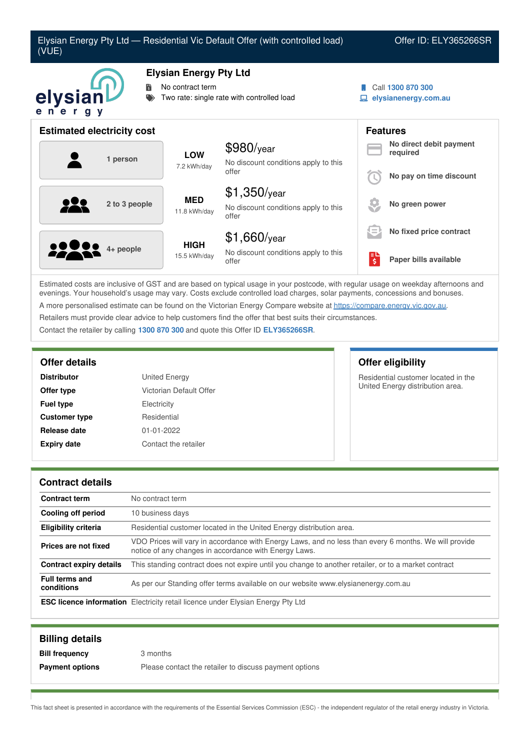# Elysian Energy Pty Ltd — Residential Vic Default Offer (with controlled load) (VUE)

Offer ID: ELY365266SR

## Elysian Energy Pty Ltd

- No contract term
- Two rate: single rate with controlled load

Call **1300 870 300**
**elysianenergy.com.au**

## Estimated electricity cost

| Household | Usage | Cost |
|---|---|---|
| 1 person | **LOW** 7.2 kWh/day | $980/year — No discount conditions apply to this offer |
| 2 to 3 people | **MED** 11.8 kWh/day | $1,350/year — No discount conditions apply to this offer |
| 4+ people | **HIGH** 15.5 kWh/day | $1,660/year — No discount conditions apply to this offer |

## Features

- **No direct debit payment required**
- **No pay on time discount**
- **No green power**
- **No fixed price contract**
- **Paper bills available**

Estimated costs are inclusive of GST and are based on typical usage in your postcode, with regular usage on weekday afternoons and evenings. Your household's usage may vary. Costs exclude controlled load charges, solar payments, concessions and bonuses.

A more personalised estimate can be found on the Victorian Energy Compare website at https://compare.energy.vic.gov.au.

Retailers must provide clear advice to help customers find the offer that best suits their circumstances.

Contact the retailer by calling **1300 870 300** and quote this Offer ID **ELY365266SR**.

## Offer details

| | |
|---|---|
| **Distributor** | United Energy |
| **Offer type** | Victorian Default Offer |
| **Fuel type** | Electricity |
| **Customer type** | Residential |
| **Release date** | 01-01-2022 |
| **Expiry date** | Contact the retailer |

## Offer eligibility

Residential customer located in the United Energy distribution area.

## Contract details

| | |
|---|---|
| **Contract term** | No contract term |
| **Cooling off period** | 10 business days |
| **Eligibility criteria** | Residential customer located in the United Energy distribution area. |
| **Prices are not fixed** | VDO Prices will vary in accordance with Energy Laws, and no less than every 6 months. We will provide notice of any changes in accordance with Energy Laws. |
| **Contract expiry details** | This standing contract does not expire until you change to another retailer, or to a market contract |
| **Full terms and conditions** | As per our Standing offer terms available on our website www.elysianenergy.com.au |
| **ESC licence information** | Electricity retail licence under Elysian Energy Pty Ltd |

## Billing details

| | |
|---|---|
| **Bill frequency** | 3 months |
| **Payment options** | Please contact the retailer to discuss payment options |

This fact sheet is presented in accordance with the requirements of the Essential Services Commission (ESC) - the independent regulator of the retail energy industry in Victoria.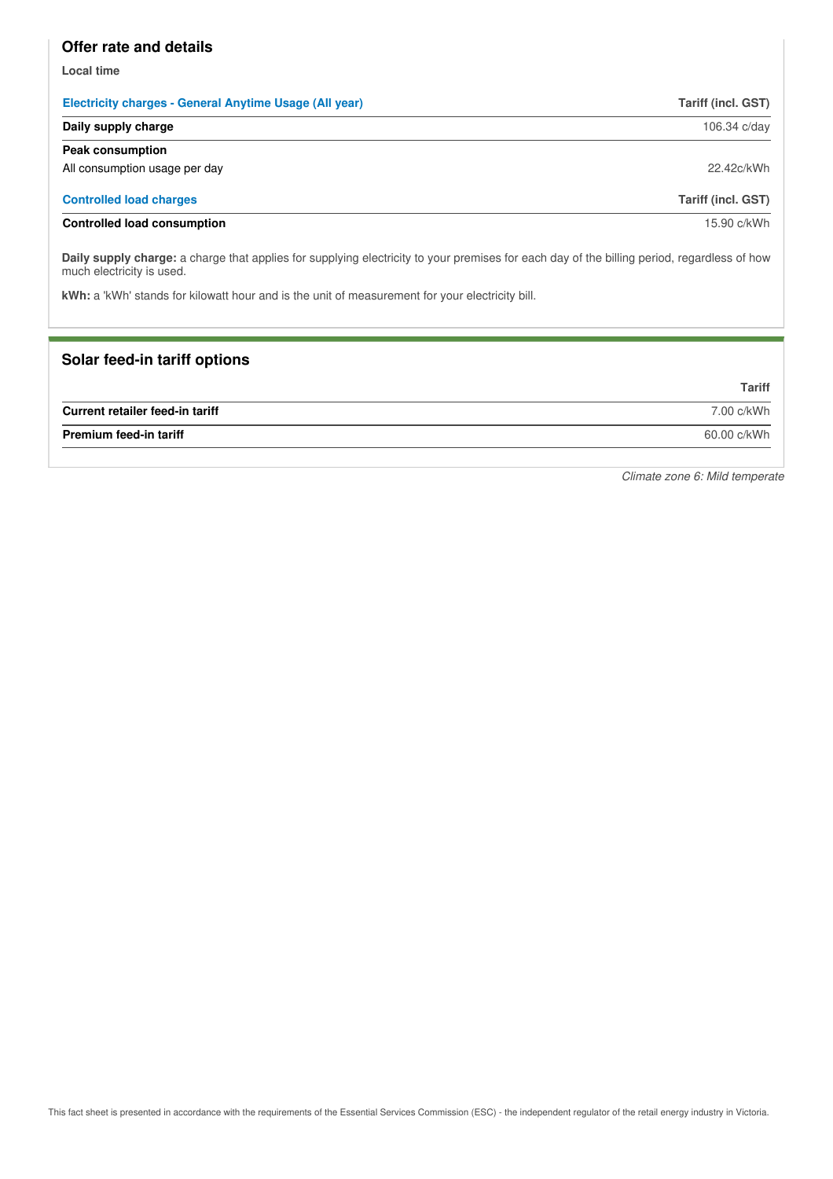## Offer rate and details

**Local time**

| Electricity charges - General Anytime Usage (All year) | Tariff (incl. GST) |
|---|---|
| **Daily supply charge** | 106.34 c/day |
| **Peak consumption** | |
| All consumption usage per day | 22.42c/kWh |

| Controlled load charges | Tariff (incl. GST) |
|---|---|
| **Controlled load consumption** | 15.90 c/kWh |

**Daily supply charge:** a charge that applies for supplying electricity to your premises for each day of the billing period, regardless of how much electricity is used.

**kWh:** a 'kWh' stands for kilowatt hour and is the unit of measurement for your electricity bill.

## Solar feed-in tariff options

| | Tariff |
|---|---|
| **Current retailer feed-in tariff** | 7.00 c/kWh |
| **Premium feed-in tariff** | 60.00 c/kWh |

*Climate zone 6: Mild temperate*

This fact sheet is presented in accordance with the requirements of the Essential Services Commission (ESC) - the independent regulator of the retail energy industry in Victoria.